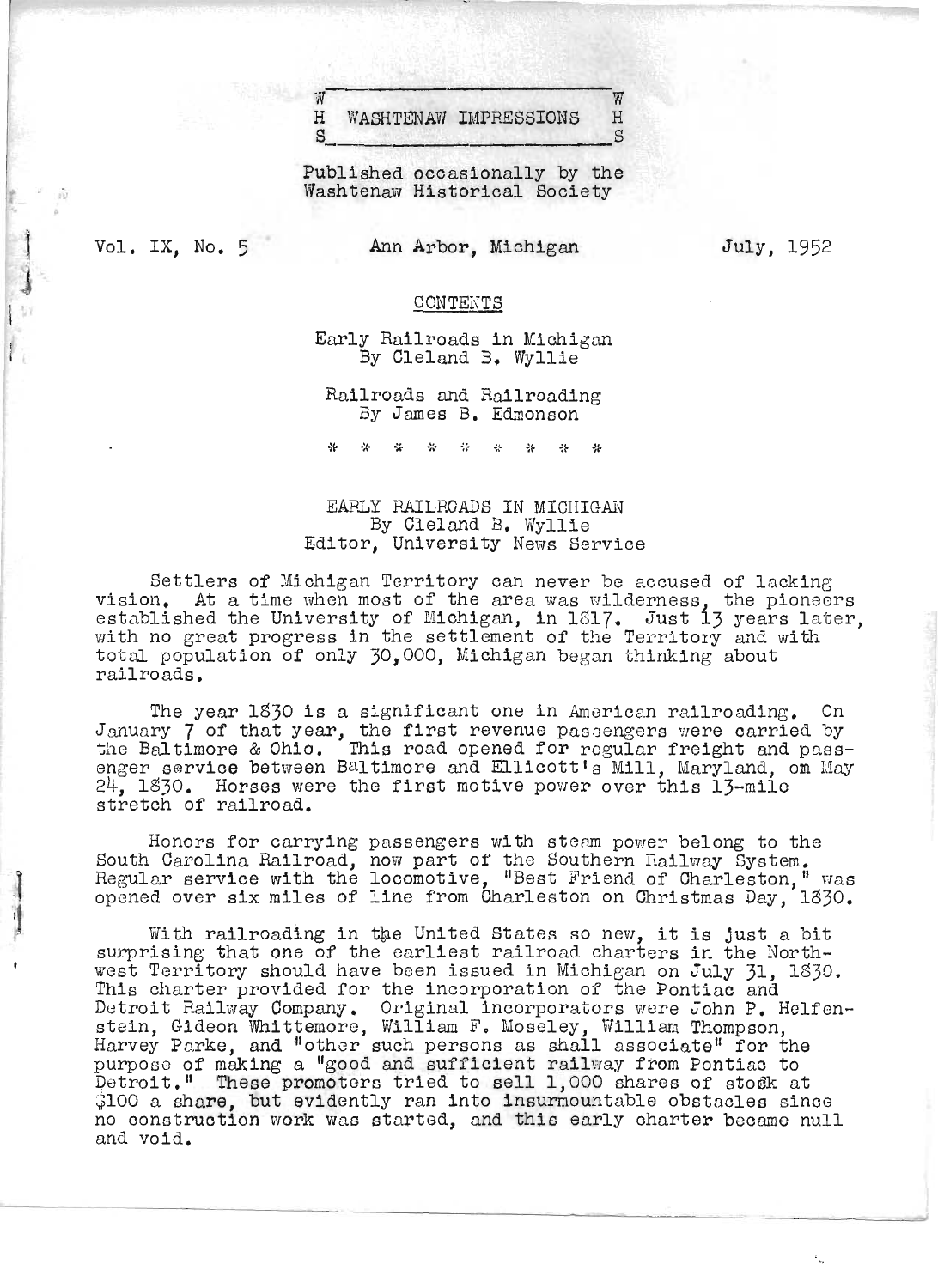# WASHTENAW IMPRESSIONS

Published occasionally by the Washtenaw Historical Society

Vol. IX, No. 5 — Ann Arbor, Michigan — July, 1952

## CONTENTS

Early Railroads in Michigan
By Cleland B. Wyllie

Railroads and Railroading
By James B. Edmonson

\* \* \* \* \* \* \* \* \*

## EARLY RAILROADS IN MICHIGAN

By Cleland B. Wyllie
Editor, University News Service

Settlers of Michigan Territory can never be accused of lacking vision. At a time when most of the area was wilderness, the pioneers established the University of Michigan, in 1817. Just 13 years later, with no great progress in the settlement of the Territory and with total population of only 30,000, Michigan began thinking about railroads.

The year 1830 is a significant one in American railroading. On January 7 of that year, the first revenue passengers were carried by the Baltimore & Ohio. This road opened for regular freight and passenger service between Baltimore and Ellicott's Mill, Maryland, on May 24, 1830. Horses were the first motive power over this 13-mile stretch of railroad.

Honors for carrying passengers with steam power belong to the South Carolina Railroad, now part of the Southern Railway System. Regular service with the locomotive, "Best Friend of Charleston," was opened over six miles of line from Charleston on Christmas Day, 1830.

With railroading in the United States so new, it is just a bit surprising that one of the earliest railroad charters in the Northwest Territory should have been issued in Michigan on July 31, 1830. This charter provided for the incorporation of the Pontiac and Detroit Railway Company. Original incorporators were John P. Helfenstein, Gideon Whittemore, William F. Moseley, William Thompson, Harvey Parke, and "other such persons as shall associate" for the purpose of making a "good and sufficient railway from Pontiac to Detroit." These promoters tried to sell 1,000 shares of stock at $100 a share, but evidently ran into insurmountable obstacles since no construction work was started, and this early charter became null and void.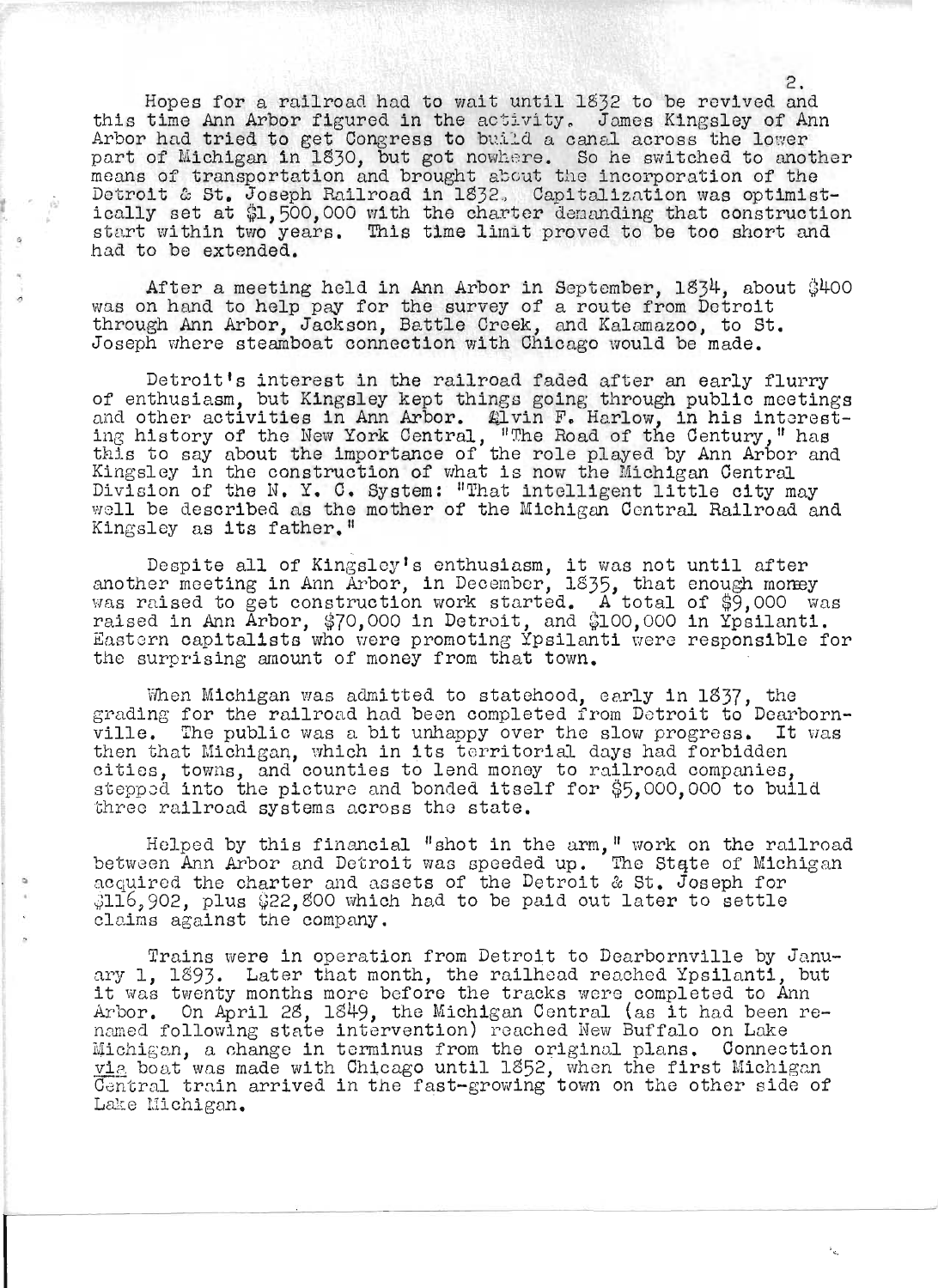Hopes for a railroad had to wait until 1832 to be revived and this time Ann Arbor figured in the activity. James Kingsley of Ann Arbor had tried to get Congress to build a canal across the lower part of Michigan in 1830, but got nowhere. So he switched to another means of transportation and brought about the incorporation of the Detroit & St. Joseph Railroad in 1832. Capitalization was optimistically set at $1,500,000 with the charter demanding that construction start within two years. This time limit proved to be too short and had to be extended.

After a meeting held in Ann Arbor in September, 1834, about $400 was on hand to help pay for the survey of a route from Detroit through Ann Arbor, Jackson, Battle Creek, and Kalamazoo, to St. Joseph where steamboat connection with Chicago would be made.

Detroit's interest in the railroad faded after an early flurry of enthusiasm, but Kingsley kept things going through public meetings and other activities in Ann Arbor. Alvin F. Harlow, in his interesting history of the New York Central, "The Road of the Century," has this to say about the importance of the role played by Ann Arbor and Kingsley in the construction of what is now the Michigan Central Division of the N. Y. C. System: "That intelligent little city may well be described as the mother of the Michigan Central Railroad and Kingsley as its father."

Despite all of Kingsley's enthusiasm, it was not until after another meeting in Ann Arbor, in December, 1835, that enough money was raised to get construction work started. A total of $9,000 was raised in Ann Arbor, $70,000 in Detroit, and $100,000 in Ypsilanti. Eastern capitalists who were promoting Ypsilanti were responsible for the surprising amount of money from that town.

When Michigan was admitted to statehood, early in 1837, the grading for the railroad had been completed from Detroit to Dearbornville. The public was a bit unhappy over the slow progress. It was then that Michigan, which in its territorial days had forbidden cities, towns, and counties to lend money to railroad companies, stepped into the picture and bonded itself for $5,000,000 to build three railroad systems across the state.

Helped by this financial "shot in the arm," work on the railroad between Ann Arbor and Detroit was speeded up. The State of Michigan acquired the charter and assets of the Detroit & St. Joseph for $116,902, plus $22,800 which had to be paid out later to settle claims against the company.

Trains were in operation from Detroit to Dearbornville by January 1, 1893. Later that month, the railhead reached Ypsilanti, but it was twenty months more before the tracks were completed to Ann Arbor. On April 28, 1849, the Michigan Central (as it had been renamed following state intervention) reached New Buffalo on Lake Michigan, a change in terminus from the original plans. Connection via boat was made with Chicago until 1852, when the first Michigan Central train arrived in the fast-growing town on the other side of Lake Michigan.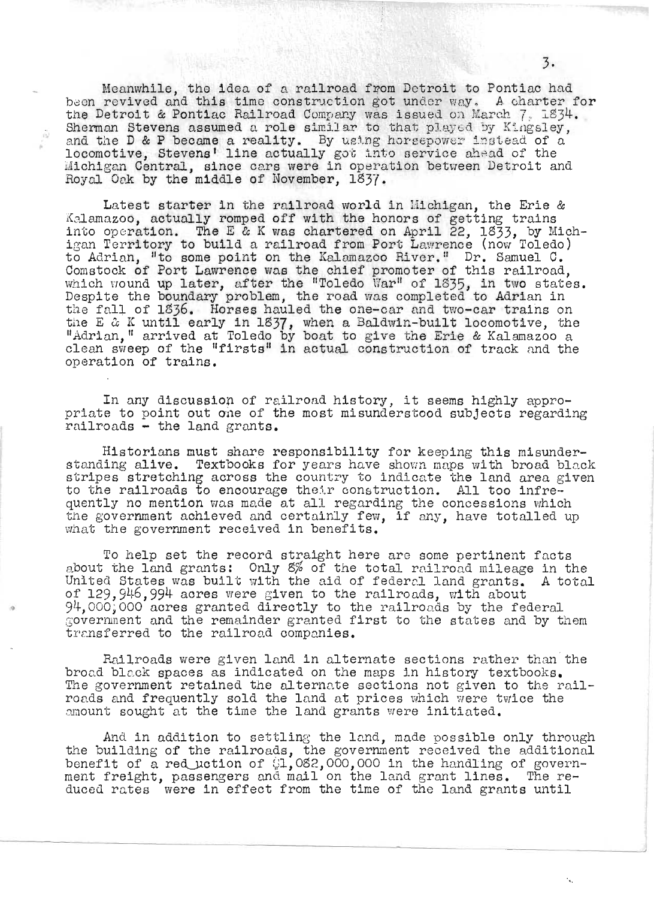Meanwhile, the idea of a railroad from Detroit to Pontiac had been revived and this time construction got under way. A charter for the Detroit & Pontiac Railroad Company was issued on March 7, 1834. Sherman Stevens assumed a role similar to that played by Kingsley, and the D & P became a reality. By using horsepower instead of a locomotive, Stevens' line actually got into service ahead of the Michigan Central, since cars were in operation between Detroit and Royal Oak by the middle of November, 1837.

Latest starter in the railroad world in Michigan, the Erie & Kalamazoo, actually romped off with the honors of getting trains into operation. The E & K was chartered on April 22, 1833, by Michigan Territory to build a railroad from Port Lawrence (now Toledo) to Adrian, "to some point on the Kalamazoo River." Dr. Samuel C. Comstock of Port Lawrence was the chief promoter of this railroad, which wound up later, after the "Toledo War" of 1835, in two states. Despite the boundary problem, the road was completed to Adrian in the fall of 1836. Horses hauled the one-car and two-car trains on the E & K until early in 1837, when a Baldwin-built locomotive, the "Adrian," arrived at Toledo by boat to give the Erie & Kalamazoo a clean sweep of the "firsts" in actual construction of track and the operation of trains.

In any discussion of railroad history, it seems highly appropriate to point out one of the most misunderstood subjects regarding railroads - the land grants.

Historians must share responsibility for keeping this misunderstanding alive. Textbooks for years have shown maps with broad black stripes stretching across the country to indicate the land area given to the railroads to encourage their construction. All too infrequently no mention was made at all regarding the concessions which the government achieved and certainly few, if any, have totalled up what the government received in benefits.

To help set the record straight here are some pertinent facts about the land grants: Only 8% of the total railroad mileage in the United States was built with the aid of federal land grants. A total of 129,946,994 acres were given to the railroads, with about 94,000,000 acres granted directly to the railroads by the federal government and the remainder granted first to the states and by them transferred to the railroad companies.

Railroads were given land in alternate sections rather than the broad black spaces as indicated on the maps in history textbooks. The government retained the alternate sections not given to the railroads and frequently sold the land at prices which were twice the amount sought at the time the land grants were initiated.

And in addition to settling the land, made possible only through the building of the railroads, the government received the additional benefit of a reduction of $1,082,000,000 in the handling of government freight, passengers and mail on the land grant lines. The reduced rates were in effect from the time of the land grants until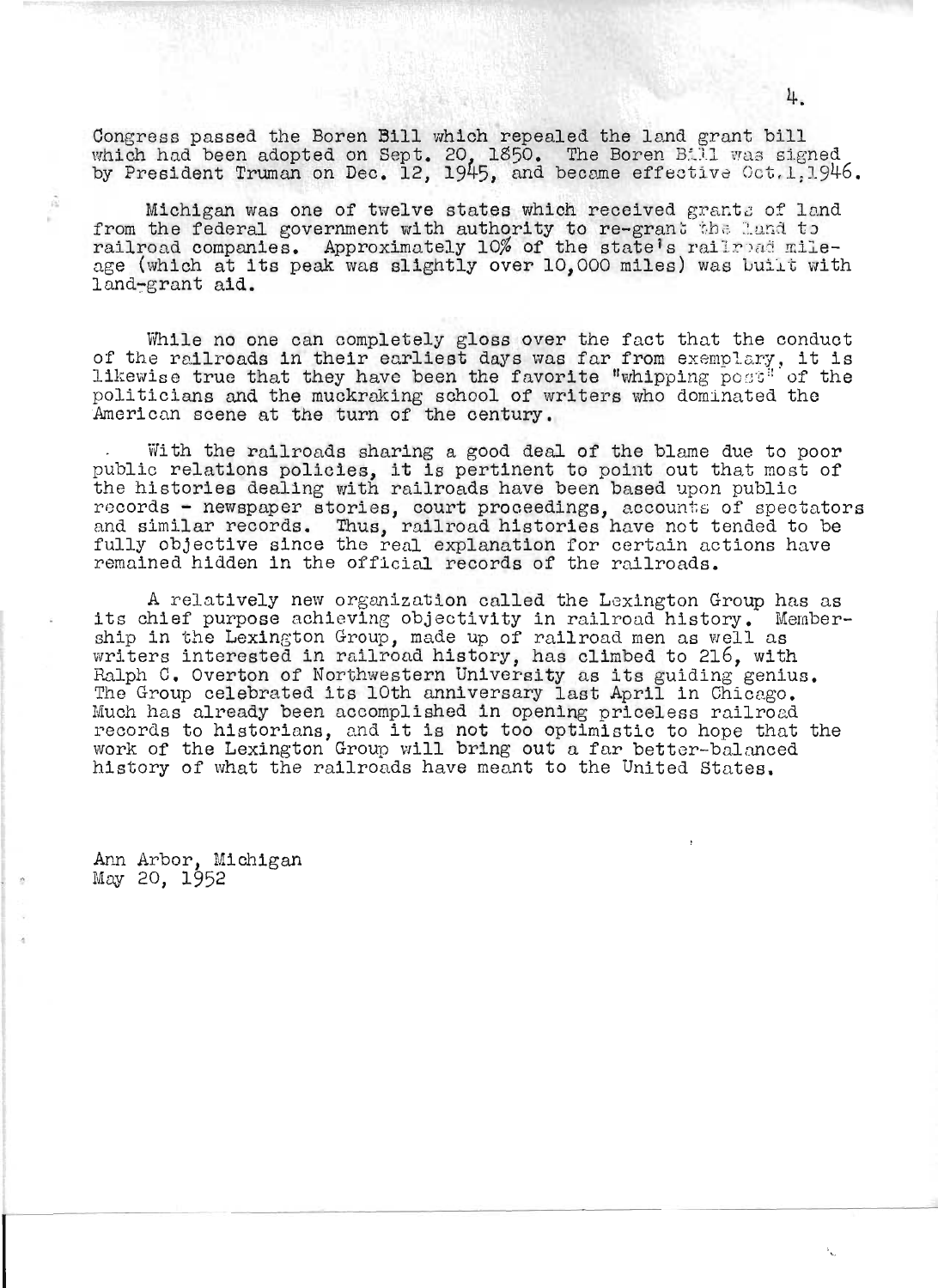Congress passed the Boren Bill which repealed the land grant bill which had been adopted on Sept. 20, 1850. The Boren Bill was signed by President Truman on Dec. 12, 1945, and became effective Oct.1,1946.

Michigan was one of twelve states which received grants of land from the federal government with authority to re-grant the land to railroad companies. Approximately 10% of the state's railroad mileage (which at its peak was slightly over 10,000 miles) was built with land-grant aid.

While no one can completely gloss over the fact that the conduct of the railroads in their earliest days was far from exemplary, it is likewise true that they have been the favorite "whipping post" of the politicians and the muckraking school of writers who dominated the American scene at the turn of the century.

With the railroads sharing a good deal of the blame due to poor public relations policies, it is pertinent to point out that most of the histories dealing with railroads have been based upon public records - newspaper stories, court proceedings, accounts of spectators and similar records. Thus, railroad histories have not tended to be fully objective since the real explanation for certain actions have remained hidden in the official records of the railroads.

A relatively new organization called the Lexington Group has as its chief purpose achieving objectivity in railroad history. Membership in the Lexington Group, made up of railroad men as well as writers interested in railroad history, has climbed to 216, with Ralph C. Overton of Northwestern University as its guiding genius. The Group celebrated its 10th anniversary last April in Chicago. Much has already been accomplished in opening priceless railroad records to historians, and it is not too optimistic to hope that the work of the Lexington Group will bring out a far better-balanced history of what the railroads have meant to the United States.

Ann Arbor, Michigan
May 20, 1952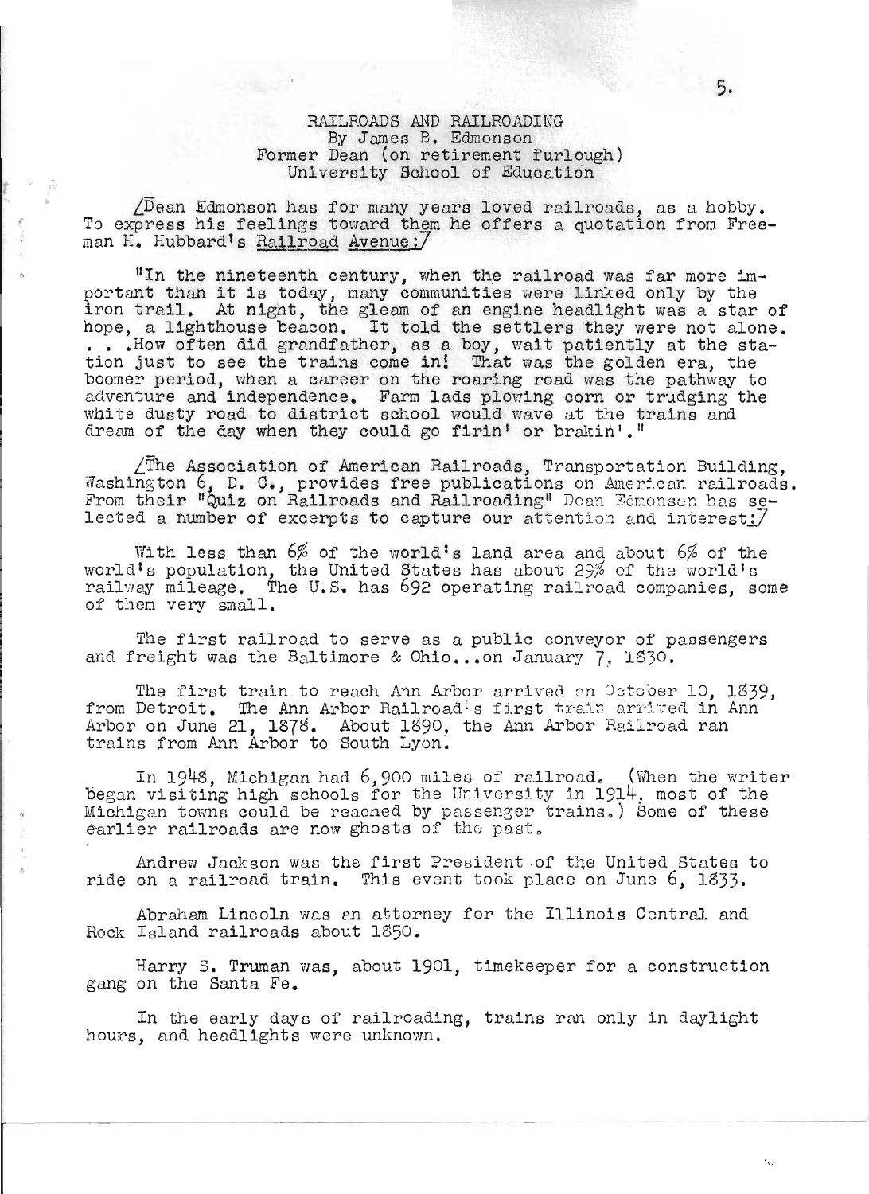# RAILROADS AND RAILROADING

By James B. Edmonson
Former Dean (on retirement furlough)
University School of Education

/Dean Edmonson has for many years loved railroads, as a hobby. To express his feelings toward them he offers a quotation from Freeman H. Hubbard's Railroad Avenue:/

"In the nineteenth century, when the railroad was far more important than it is today, many communities were linked only by the iron trail. At night, the gleam of an engine headlight was a star of hope, a lighthouse beacon. It told the settlers they were not alone. . . .How often did grandfather, as a boy, wait patiently at the station just to see the trains come in! That was the golden era, the boomer period, when a career on the roaring road was the pathway to adventure and independence. Farm lads plowing corn or trudging the white dusty road to district school would wave at the trains and dream of the day when they could go firin' or brakin'."

/The Association of American Railroads, Transportation Building, Washington 6, D. C., provides free publications on American railroads. From their "Quiz on Railroads and Railroading" Dean Edmonson has selected a number of excerpts to capture our attention and interest:/

With less than 6% of the world's land area and about 6% of the world's population, the United States has about 29% of the world's railway mileage. The U.S. has 692 operating railroad companies, some of them very small.

The first railroad to serve as a public conveyor of passengers and freight was the Baltimore & Ohio...on January 7, 1830.

The first train to reach Ann Arbor arrived on October 10, 1839, from Detroit. The Ann Arbor Railroad's first train arrived in Ann Arbor on June 21, 1878. About 1890, the Ann Arbor Railroad ran trains from Ann Arbor to South Lyon.

In 1948, Michigan had 6,900 miles of railroad. (When the writer began visiting high schools for the University in 1914, most of the Michigan towns could be reached by passenger trains.) Some of these earlier railroads are now ghosts of the past.

Andrew Jackson was the first President of the United States to ride on a railroad train. This event took place on June 6, 1833.

Abraham Lincoln was an attorney for the Illinois Central and Rock Island railroads about 1850.

Harry S. Truman was, about 1901, timekeeper for a construction gang on the Santa Fe.

In the early days of railroading, trains ran only in daylight hours, and headlights were unknown.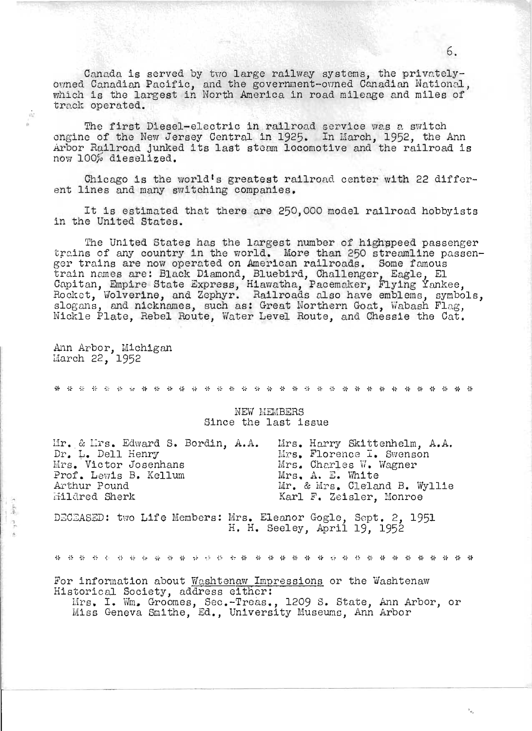Canada is served by two large railway systems, the privately-owned Canadian Pacific, and the government-owned Canadian National, which is the largest in North America in road mileage and miles of track operated.

The first Diesel-electric in railroad service was a switch engine of the New Jersey Central in 1925. In March, 1952, the Ann Arbor Railroad junked its last steam locomotive and the railroad is now 100% dieselized.

Chicago is the world's greatest railroad center with 22 different lines and many switching companies.

It is estimated that there are 250,000 model railroad hobbyists in the United States.

The United States has the largest number of highspeed passenger trains of any country in the world. More than 250 streamline passenger trains are now operated on American railroads. Some famous train names are: Black Diamond, Bluebird, Challenger, Eagle, El Capitan, Empire State Express, Hiawatha, Pacemaker, Flying Yankee, Rocket, Wolverine, and Zephyr. Railroads also have emblems, symbols, slogans, and nicknames, such as: Great Northern Goat, Wabash Flag, Nickle Plate, Rebel Route, Water Level Route, and Chessie the Cat.

Ann Arbor, Michigan
March 22, 1952

* * * * * * * * * * * * * * * * * * * * * * * * * * * * * * * * * *

## NEW MEMBERS
Since the last issue

Mr. & Mrs. Edward S. Bordin, A.A.
Dr. L. Dell Henry
Mrs. Victor Josenhans
Prof. Lewis B. Kellum
Arthur Pound
Mildred Sherk
Mrs. Harry Skittenhelm, A.A.
Mrs. Florence I. Swenson
Mrs. Charles W. Wagner
Mrs. A. E. White
Mr. & Mrs. Cleland B. Wyllie
Karl F. Zeisler, Monroe

DECEASED: two Life Members: Mrs. Eleanor Gogle, Sept. 2, 1951
H. H. Seeley, April 19, 1952

* * * * * * * * * * * * * * * * * * * * * * * * * * * * * * * * * *

For information about Washtenaw Impressions or the Washtenaw Historical Society, address either:
Mrs. I. Wm. Groomes, Sec.-Treas., 1209 S. State, Ann Arbor, or
Miss Geneva Smithe, Ed., University Museums, Ann Arbor